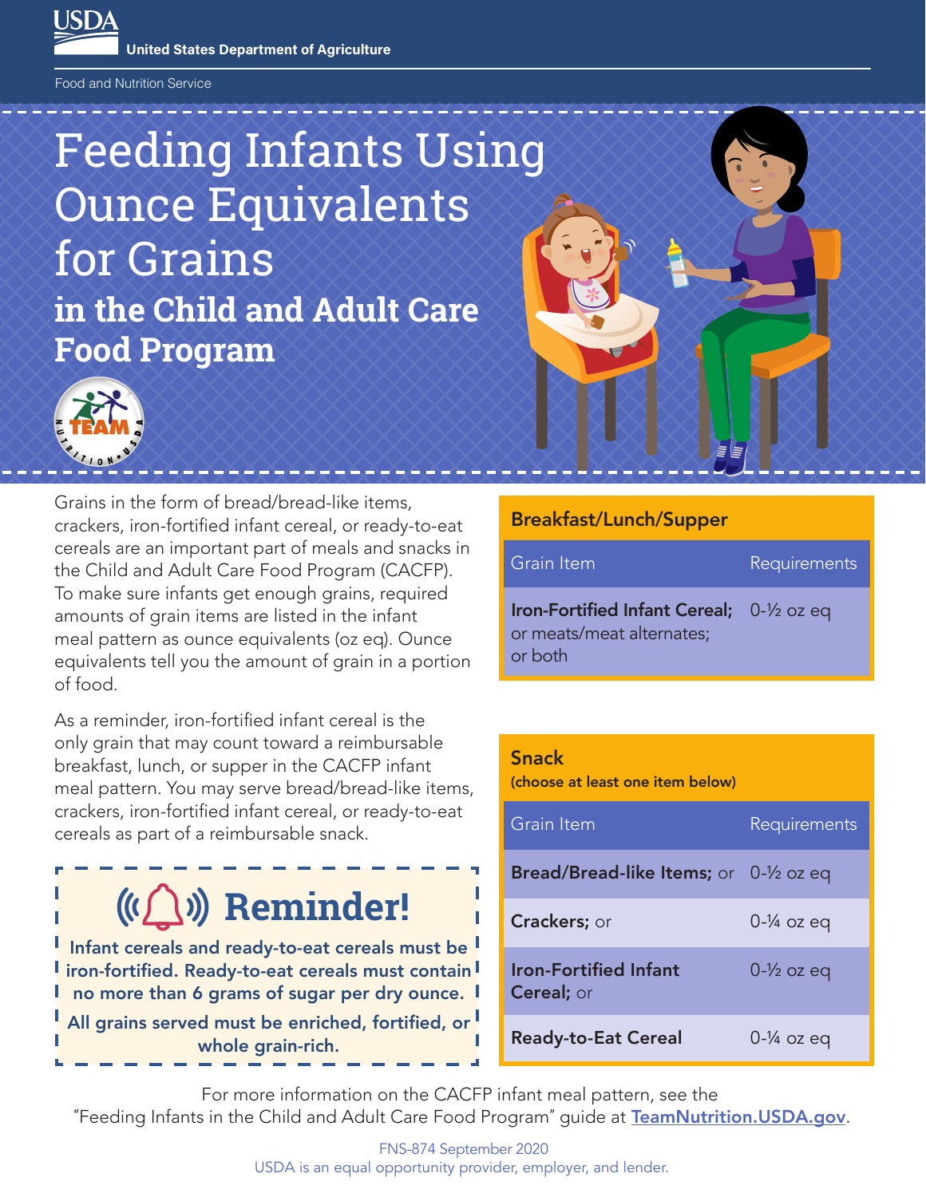USDA
United States Department of Agriculture

Food and Nutrition Service

# Feeding Infants Using Ounce Equivalents for Grains

## in the Child and Adult Care Food Program

Grains in the form of bread/bread-like items, crackers, iron-fortified infant cereal, or ready-to-eat cereals are an important part of meals and snacks in the Child and Adult Care Food Program (CACFP). To make sure infants get enough grains, required amounts of grain items are listed in the infant meal pattern as ounce equivalents (oz eq). Ounce equivalents tell you the amount of grain in a portion of food.

As a reminder, iron-fortified infant cereal is the only grain that may count toward a reimbursable breakfast, lunch, or supper in the CACFP infant meal pattern. You may serve bread/bread-like items, crackers, iron-fortified infant cereal, or ready-to-eat cereals as part of a reimbursable snack.

### Reminder!

**Infant cereals and ready-to-eat cereals must be iron-fortified. Ready-to-eat cereals must contain no more than 6 grams of sugar per dry ounce.**

**All grains served must be enriched, fortified, or whole grain-rich.**

### Breakfast/Lunch/Supper

| Grain Item | Requirements |
|---|---|
| **Iron-Fortified Infant Cereal;** or meats/meat alternates; or both | 0-½ oz eq |

### Snack

**(choose at least one item below)**

| Grain Item | Requirements |
|---|---|
| **Bread/Bread-like Items;** or | 0-½ oz eq |
| **Crackers;** or | 0-¼ oz eq |
| **Iron-Fortified Infant Cereal;** or | 0-½ oz eq |
| **Ready-to-Eat Cereal** | 0-¼ oz eq |

For more information on the CACFP infant meal pattern, see the "Feeding Infants in the Child and Adult Care Food Program" guide at TeamNutrition.USDA.gov.

FNS-874 September 2020
USDA is an equal opportunity provider, employer, and lender.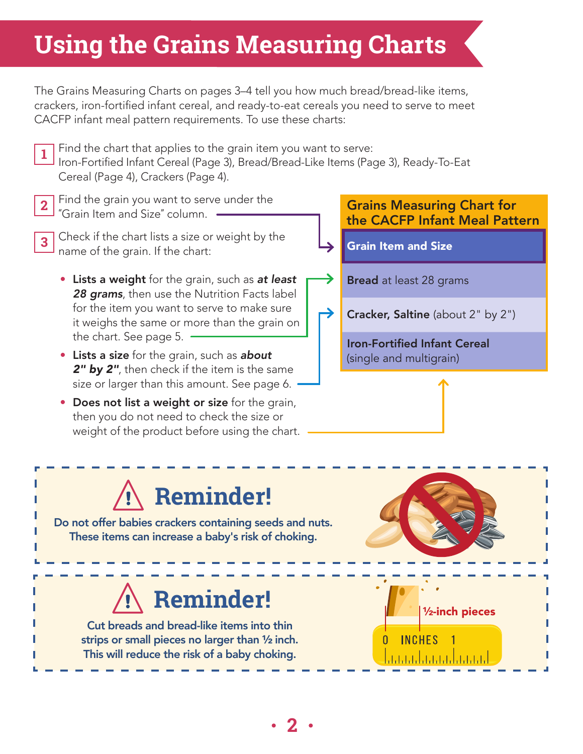# Using the Grains Measuring Charts

The Grains Measuring Charts on pages 3–4 tell you how much bread/bread-like items, crackers, iron-fortified infant cereal, and ready-to-eat cereals you need to serve to meet CACFP infant meal pattern requirements. To use these charts:

1. Find the chart that applies to the grain item you want to serve: Iron-Fortified Infant Cereal (Page 3), Bread/Bread-Like Items (Page 3), Ready-To-Eat Cereal (Page 4), Crackers (Page 4).
2. Find the grain you want to serve under the "Grain Item and Size" column.
3. Check if the chart lists a size or weight by the name of the grain. If the chart:
   - **Lists a weight** for the grain, such as ***at least 28 grams***, then use the Nutrition Facts label for the item you want to serve to make sure it weighs the same or more than the grain on the chart. See page 5.
   - **Lists a size** for the grain, such as ***about 2" by 2"***, then check if the item is the same size or larger than this amount. See page 6.
   - **Does not list a weight or size** for the grain, then you do not need to check the size or weight of the product before using the chart.

**Grains Measuring Chart for the CACFP Infant Meal Pattern**

| Grain Item and Size |
|---|
| **Bread** at least 28 grams |
| **Cracker, Saltine** (about 2" by 2") |
| **Iron-Fortified Infant Cereal** (single and multigrain) |

## Reminder!

Do not offer babies crackers containing seeds and nuts. These items can increase a baby's risk of choking.

## Reminder!

Cut breads and bread-like items into thin strips or small pieces no larger than ½ inch. This will reduce the risk of a baby choking.

½-inch pieces

0 INCHES 1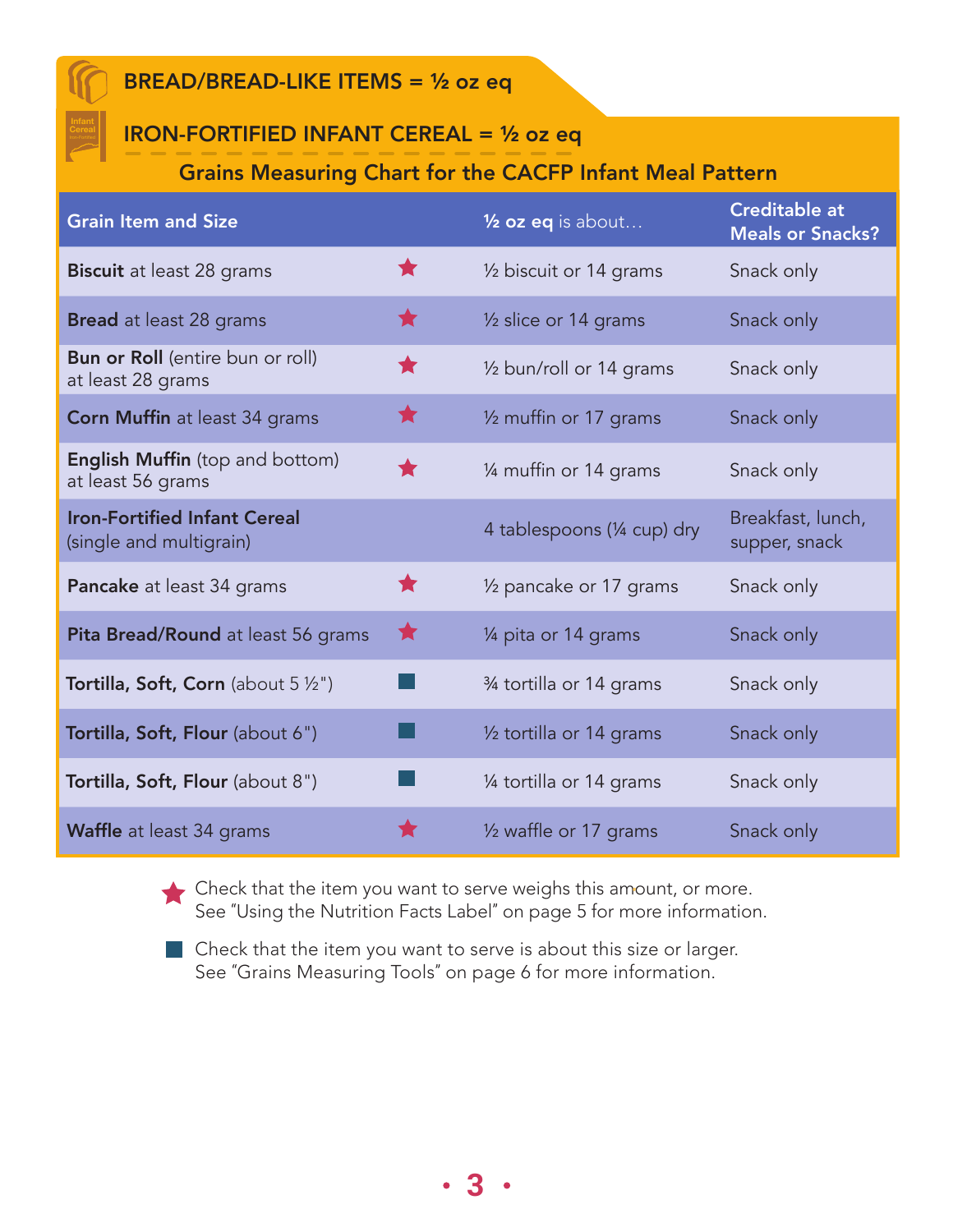## BREAD/BREAD-LIKE ITEMS = ½ oz eq

## IRON-FORTIFIED INFANT CEREAL = ½ oz eq

### Grains Measuring Chart for the CACFP Infant Meal Pattern

| Grain Item and Size | | ½ oz eq is about… | Creditable at Meals or Snacks? |
|---|---|---|---|
| **Biscuit** at least 28 grams | ★ | ½ biscuit or 14 grams | Snack only |
| **Bread** at least 28 grams | ★ | ½ slice or 14 grams | Snack only |
| **Bun or Roll** (entire bun or roll) at least 28 grams | ★ | ½ bun/roll or 14 grams | Snack only |
| **Corn Muffin** at least 34 grams | ★ | ½ muffin or 17 grams | Snack only |
| **English Muffin** (top and bottom) at least 56 grams | ★ | ¼ muffin or 14 grams | Snack only |
| **Iron-Fortified Infant Cereal** (single and multigrain) | | 4 tablespoons (¼ cup) dry | Breakfast, lunch, supper, snack |
| **Pancake** at least 34 grams | ★ | ½ pancake or 17 grams | Snack only |
| **Pita Bread/Round** at least 56 grams | ★ | ¼ pita or 14 grams | Snack only |
| **Tortilla, Soft, Corn** (about 5 ½") | ■ | ¾ tortilla or 14 grams | Snack only |
| **Tortilla, Soft, Flour** (about 6") | ■ | ½ tortilla or 14 grams | Snack only |
| **Tortilla, Soft, Flour** (about 8") | ■ | ¼ tortilla or 14 grams | Snack only |
| **Waffle** at least 34 grams | ★ | ½ waffle or 17 grams | Snack only |

★ Check that the item you want to serve weighs this amount, or more. See "Using the Nutrition Facts Label" on page 5 for more information.

■ Check that the item you want to serve is about this size or larger. See "Grains Measuring Tools" on page 6 for more information.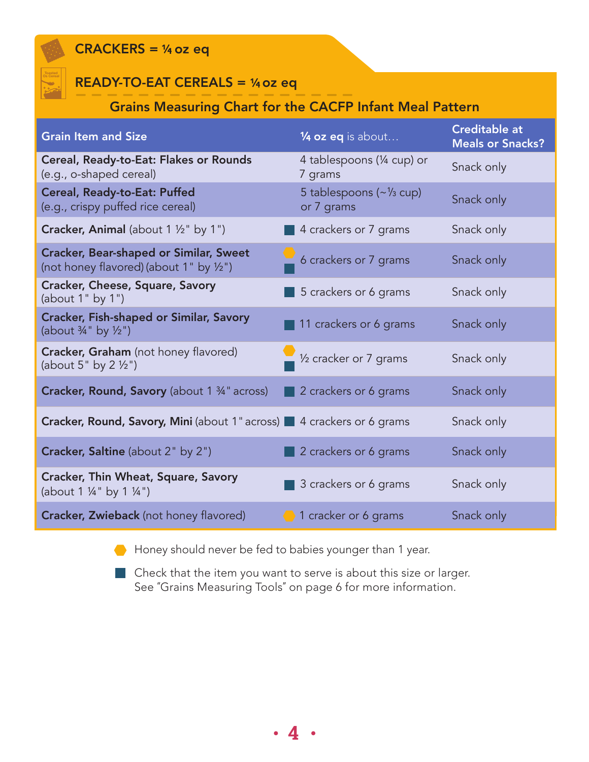## CRACKERS = ¼ oz eq

## READY-TO-EAT CEREALS = ¼ oz eq

### Grains Measuring Chart for the CACFP Infant Meal Pattern

| Grain Item and Size | ¼ oz eq is about… | Creditable at Meals or Snacks? |
|---|---|---|
| **Cereal, Ready-to-Eat: Flakes or Rounds** (e.g., o-shaped cereal) | 4 tablespoons (¼ cup) or 7 grams | Snack only |
| **Cereal, Ready-to-Eat: Puffed** (e.g., crispy puffed rice cereal) | 5 tablespoons (~⅓ cup) or 7 grams | Snack only |
| **Cracker, Animal** (about 1 ½" by 1") | ■ 4 crackers or 7 grams | Snack only |
| **Cracker, Bear-shaped or Similar, Sweet** (not honey flavored) (about 1" by ½") | ⬢ ■ 6 crackers or 7 grams | Snack only |
| **Cracker, Cheese, Square, Savory** (about 1" by 1") | ■ 5 crackers or 6 grams | Snack only |
| **Cracker, Fish-shaped or Similar, Savory** (about ¾" by ½") | ■ 11 crackers or 6 grams | Snack only |
| **Cracker, Graham** (not honey flavored) (about 5" by 2 ½") | ⬢ ■ ½ cracker or 7 grams | Snack only |
| **Cracker, Round, Savory** (about 1 ¾" across) | ■ 2 crackers or 6 grams | Snack only |
| **Cracker, Round, Savory, Mini** (about 1" across) | ■ 4 crackers or 6 grams | Snack only |
| **Cracker, Saltine** (about 2" by 2") | ■ 2 crackers or 6 grams | Snack only |
| **Cracker, Thin Wheat, Square, Savory** (about 1 ¼" by 1 ¼") | ■ 3 crackers or 6 grams | Snack only |
| **Cracker, Zwieback** (not honey flavored) | ⬢ 1 cracker or 6 grams | Snack only |

⬢ Honey should never be fed to babies younger than 1 year.

■ Check that the item you want to serve is about this size or larger. See "Grains Measuring Tools" on page 6 for more information.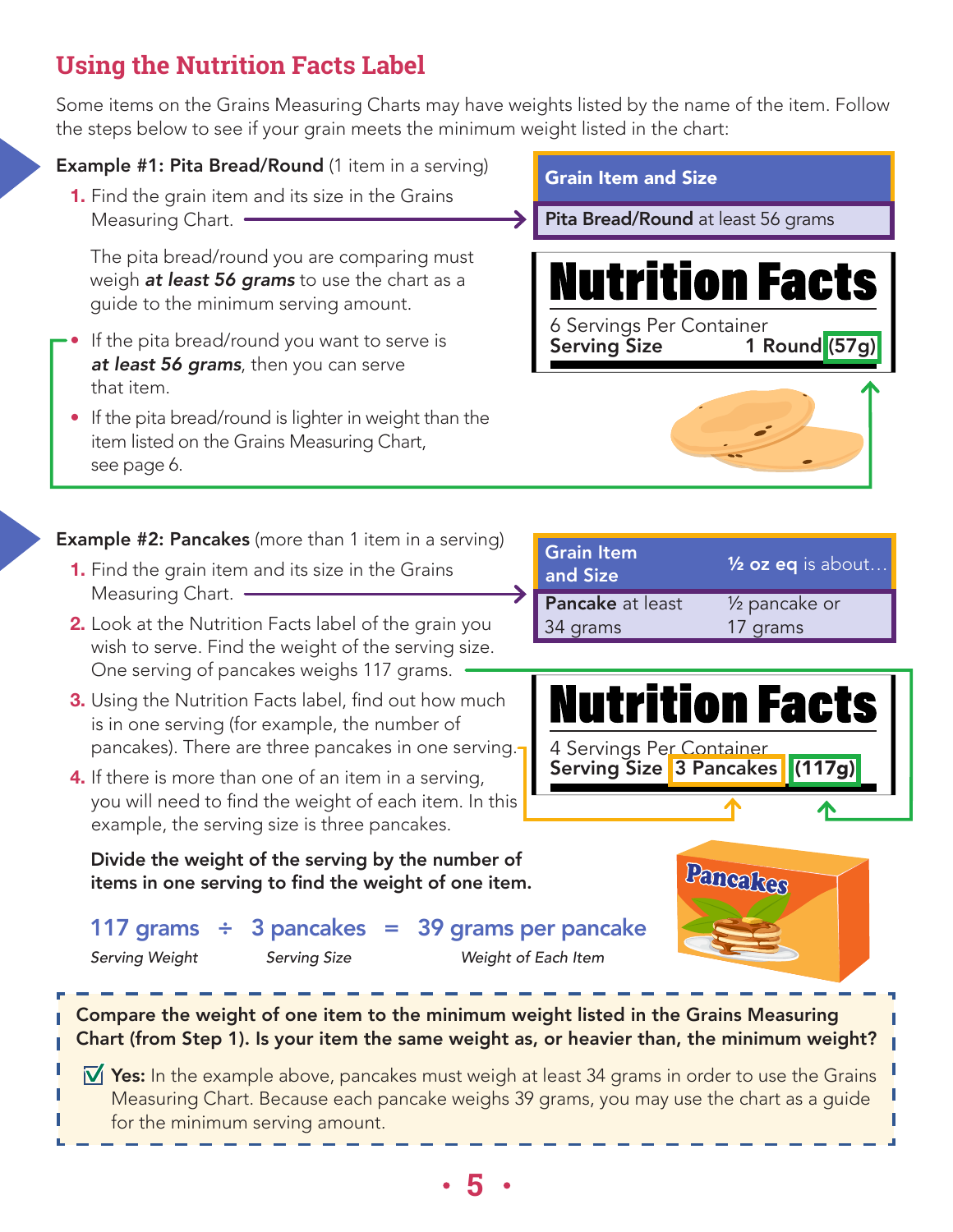## Using the Nutrition Facts Label

Some items on the Grains Measuring Charts may have weights listed by the name of the item. Follow the steps below to see if your grain meets the minimum weight listed in the chart:

**Example #1: Pita Bread/Round** (1 item in a serving)

1. Find the grain item and its size in the Grains Measuring Chart.

| Grain Item and Size |
|---|
| **Pita Bread/Round** at least 56 grams |

The pita bread/round you are comparing must weigh ***at least 56 grams*** to use the chart as a guide to the minimum serving amount.

- If the pita bread/round you want to serve is ***at least 56 grams***, then you can serve that item.
- If the pita bread/round is lighter in weight than the item listed on the Grains Measuring Chart, see page 6.

**Nutrition Facts**
6 Servings Per Container
**Serving Size** 1 Round (57g)

**Example #2: Pancakes** (more than 1 item in a serving)

1. Find the grain item and its size in the Grains Measuring Chart.
2. Look at the Nutrition Facts label of the grain you wish to serve. Find the weight of the serving size. One serving of pancakes weighs 117 grams.
3. Using the Nutrition Facts label, find out how much is in one serving (for example, the number of pancakes). There are three pancakes in one serving.
4. If there is more than one of an item in a serving, you will need to find the weight of each item. In this example, the serving size is three pancakes.

| Grain Item and Size | ½ oz eq is about… |
|---|---|
| **Pancake** at least 34 grams | ½ pancake or 17 grams |

**Nutrition Facts**
4 Servings Per Container
**Serving Size** 3 Pancakes (117g)

**Divide the weight of the serving by the number of items in one serving to find the weight of one item.**

117 grams (*Serving Weight*) ÷ 3 pancakes (*Serving Size*) = 39 grams per pancake (*Weight of Each Item*)

**Compare the weight of one item to the minimum weight listed in the Grains Measuring Chart (from Step 1). Is your item the same weight as, or heavier than, the minimum weight?**

☑ **Yes:** In the example above, pancakes must weigh at least 34 grams in order to use the Grains Measuring Chart. Because each pancake weighs 39 grams, you may use the chart as a guide for the minimum serving amount.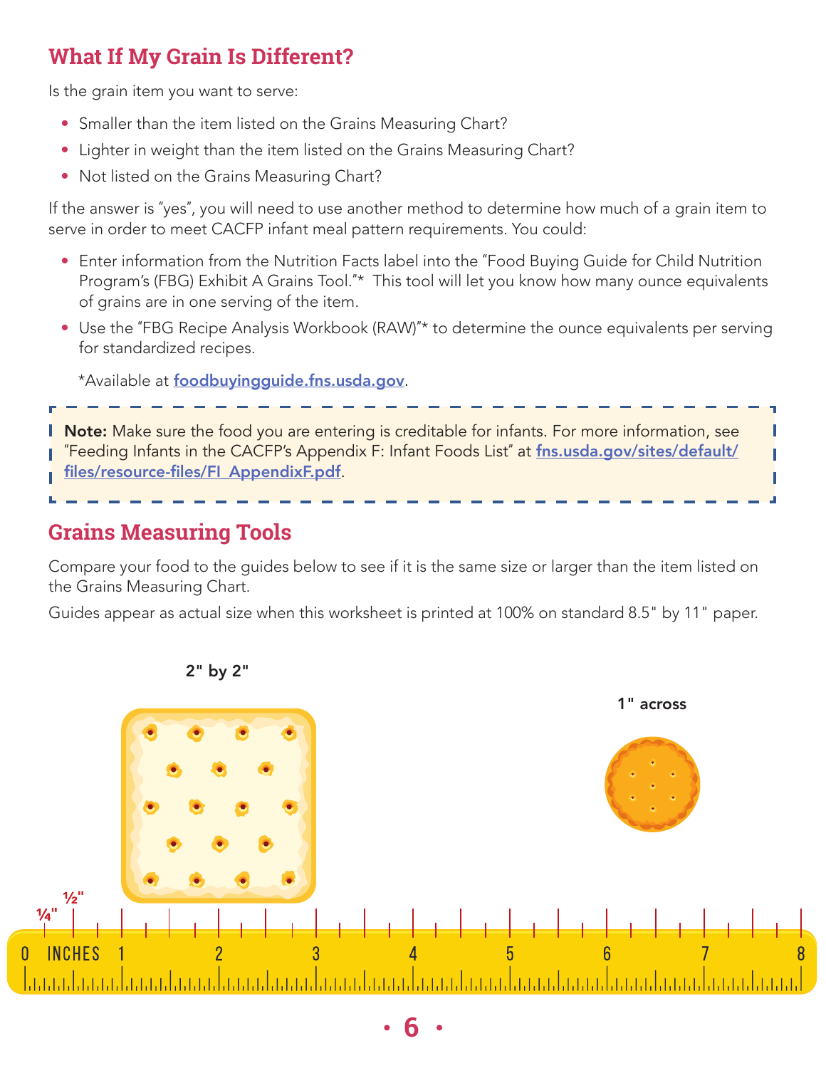## What If My Grain Is Different?

Is the grain item you want to serve:

- Smaller than the item listed on the Grains Measuring Chart?
- Lighter in weight than the item listed on the Grains Measuring Chart?
- Not listed on the Grains Measuring Chart?

If the answer is "yes", you will need to use another method to determine how much of a grain item to serve in order to meet CACFP infant meal pattern requirements. You could:

- Enter information from the Nutrition Facts label into the "Food Buying Guide for Child Nutrition Program's (FBG) Exhibit A Grains Tool."* This tool will let you know how many ounce equivalents of grains are in one serving of the item.
- Use the "FBG Recipe Analysis Workbook (RAW)"* to determine the ounce equivalents per serving for standardized recipes.

*Available at [foodbuyingguide.fns.usda.gov](https://foodbuyingguide.fns.usda.gov).

> **Note:** Make sure the food you are entering is creditable for infants. For more information, see "Feeding Infants in the CACFP's Appendix F: Infant Foods List" at [fns.usda.gov/sites/default/files/resource-files/FI_AppendixF.pdf](https://fns.usda.gov/sites/default/files/resource-files/FI_AppendixF.pdf).

## Grains Measuring Tools

Compare your food to the guides below to see if it is the same size or larger than the item listed on the Grains Measuring Chart.

Guides appear as actual size when this worksheet is printed at 100% on standard 8.5" by 11" paper.

2" by 2"

1" across

¼"
½"
0 INCHES 1 2 3 4 5 6 7 8